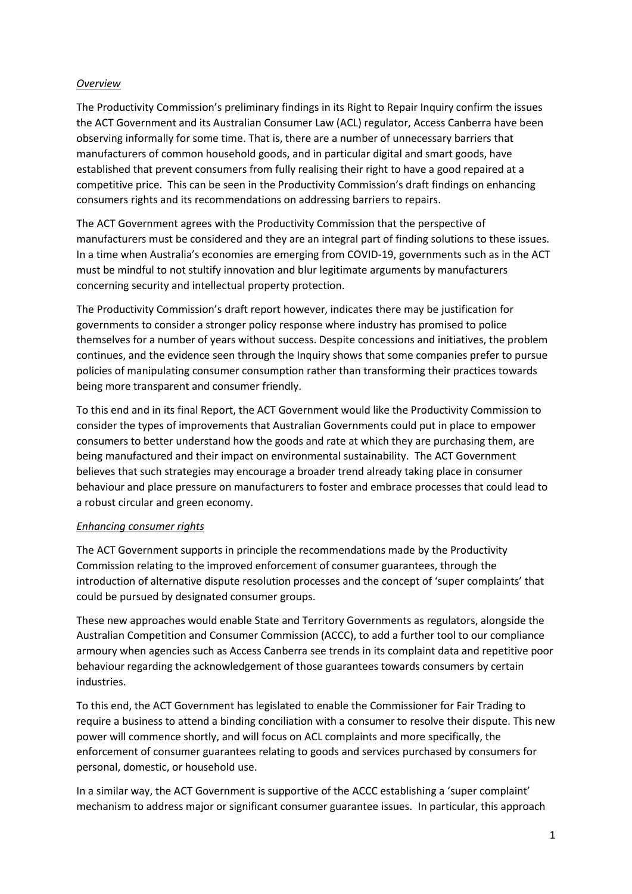*Overview*

The Productivity Commission's preliminary findings in its Right to Repair Inquiry confirm the issues the ACT Government and its Australian Consumer Law (ACL) regulator, Access Canberra have been observing informally for some time. That is, there are a number of unnecessary barriers that manufacturers of common household goods, and in particular digital and smart goods, have established that prevent consumers from fully realising their right to have a good repaired at a competitive price. This can be seen in the Productivity Commission's draft findings on enhancing consumers rights and its recommendations on addressing barriers to repairs.

The ACT Government agrees with the Productivity Commission that the perspective of manufacturers must be considered and they are an integral part of finding solutions to these issues. In a time when Australia's economies are emerging from COVID-19, governments such as in the ACT must be mindful to not stultify innovation and blur legitimate arguments by manufacturers concerning security and intellectual property protection.

The Productivity Commission's draft report however, indicates there may be justification for governments to consider a stronger policy response where industry has promised to police themselves for a number of years without success. Despite concessions and initiatives, the problem continues, and the evidence seen through the Inquiry shows that some companies prefer to pursue policies of manipulating consumer consumption rather than transforming their practices towards being more transparent and consumer friendly.

To this end and in its final Report, the ACT Government would like the Productivity Commission to consider the types of improvements that Australian Governments could put in place to empower consumers to better understand how the goods and rate at which they are purchasing them, are being manufactured and their impact on environmental sustainability. The ACT Government believes that such strategies may encourage a broader trend already taking place in consumer behaviour and place pressure on manufacturers to foster and embrace processes that could lead to a robust circular and green economy.

*Enhancing consumer rights*

The ACT Government supports in principle the recommendations made by the Productivity Commission relating to the improved enforcement of consumer guarantees, through the introduction of alternative dispute resolution processes and the concept of 'super complaints' that could be pursued by designated consumer groups.

These new approaches would enable State and Territory Governments as regulators, alongside the Australian Competition and Consumer Commission (ACCC), to add a further tool to our compliance armoury when agencies such as Access Canberra see trends in its complaint data and repetitive poor behaviour regarding the acknowledgement of those guarantees towards consumers by certain industries.

To this end, the ACT Government has legislated to enable the Commissioner for Fair Trading to require a business to attend a binding conciliation with a consumer to resolve their dispute. This new power will commence shortly, and will focus on ACL complaints and more specifically, the enforcement of consumer guarantees relating to goods and services purchased by consumers for personal, domestic, or household use.

In a similar way, the ACT Government is supportive of the ACCC establishing a 'super complaint' mechanism to address major or significant consumer guarantee issues. In particular, this approach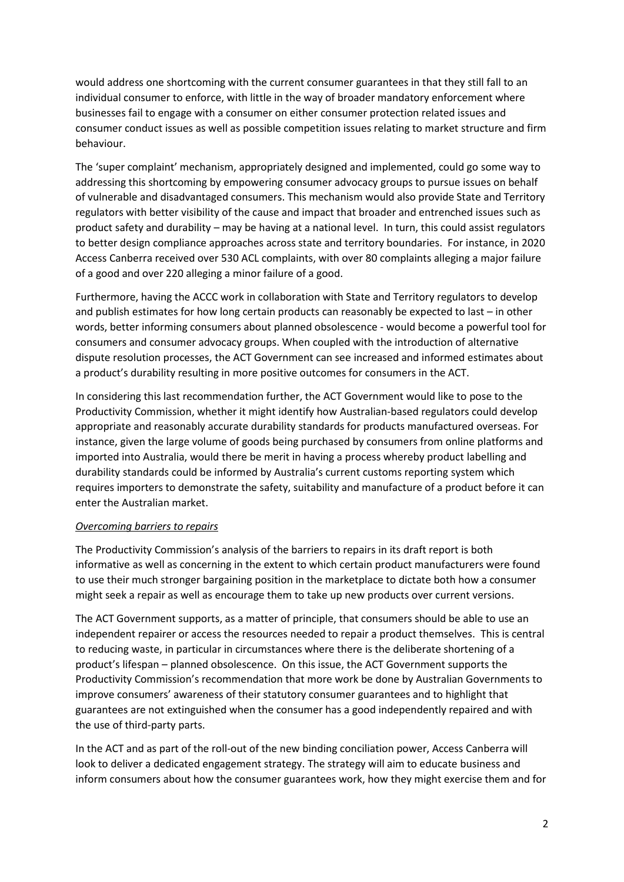would address one shortcoming with the current consumer guarantees in that they still fall to an individual consumer to enforce, with little in the way of broader mandatory enforcement where businesses fail to engage with a consumer on either consumer protection related issues and consumer conduct issues as well as possible competition issues relating to market structure and firm behaviour.

The 'super complaint' mechanism, appropriately designed and implemented, could go some way to addressing this shortcoming by empowering consumer advocacy groups to pursue issues on behalf of vulnerable and disadvantaged consumers. This mechanism would also provide State and Territory regulators with better visibility of the cause and impact that broader and entrenched issues such as product safety and durability – may be having at a national level. In turn, this could assist regulators to better design compliance approaches across state and territory boundaries. For instance, in 2020 Access Canberra received over 530 ACL complaints, with over 80 complaints alleging a major failure of a good and over 220 alleging a minor failure of a good.

Furthermore, having the ACCC work in collaboration with State and Territory regulators to develop and publish estimates for how long certain products can reasonably be expected to last – in other words, better informing consumers about planned obsolescence - would become a powerful tool for consumers and consumer advocacy groups. When coupled with the introduction of alternative dispute resolution processes, the ACT Government can see increased and informed estimates about a product's durability resulting in more positive outcomes for consumers in the ACT.

In considering this last recommendation further, the ACT Government would like to pose to the Productivity Commission, whether it might identify how Australian-based regulators could develop appropriate and reasonably accurate durability standards for products manufactured overseas. For instance, given the large volume of goods being purchased by consumers from online platforms and imported into Australia, would there be merit in having a process whereby product labelling and durability standards could be informed by Australia's current customs reporting system which requires importers to demonstrate the safety, suitability and manufacture of a product before it can enter the Australian market.

*Overcoming barriers to repairs*

The Productivity Commission's analysis of the barriers to repairs in its draft report is both informative as well as concerning in the extent to which certain product manufacturers were found to use their much stronger bargaining position in the marketplace to dictate both how a consumer might seek a repair as well as encourage them to take up new products over current versions.

The ACT Government supports, as a matter of principle, that consumers should be able to use an independent repairer or access the resources needed to repair a product themselves. This is central to reducing waste, in particular in circumstances where there is the deliberate shortening of a product's lifespan – planned obsolescence. On this issue, the ACT Government supports the Productivity Commission's recommendation that more work be done by Australian Governments to improve consumers' awareness of their statutory consumer guarantees and to highlight that guarantees are not extinguished when the consumer has a good independently repaired and with the use of third-party parts.

In the ACT and as part of the roll-out of the new binding conciliation power, Access Canberra will look to deliver a dedicated engagement strategy. The strategy will aim to educate business and inform consumers about how the consumer guarantees work, how they might exercise them and for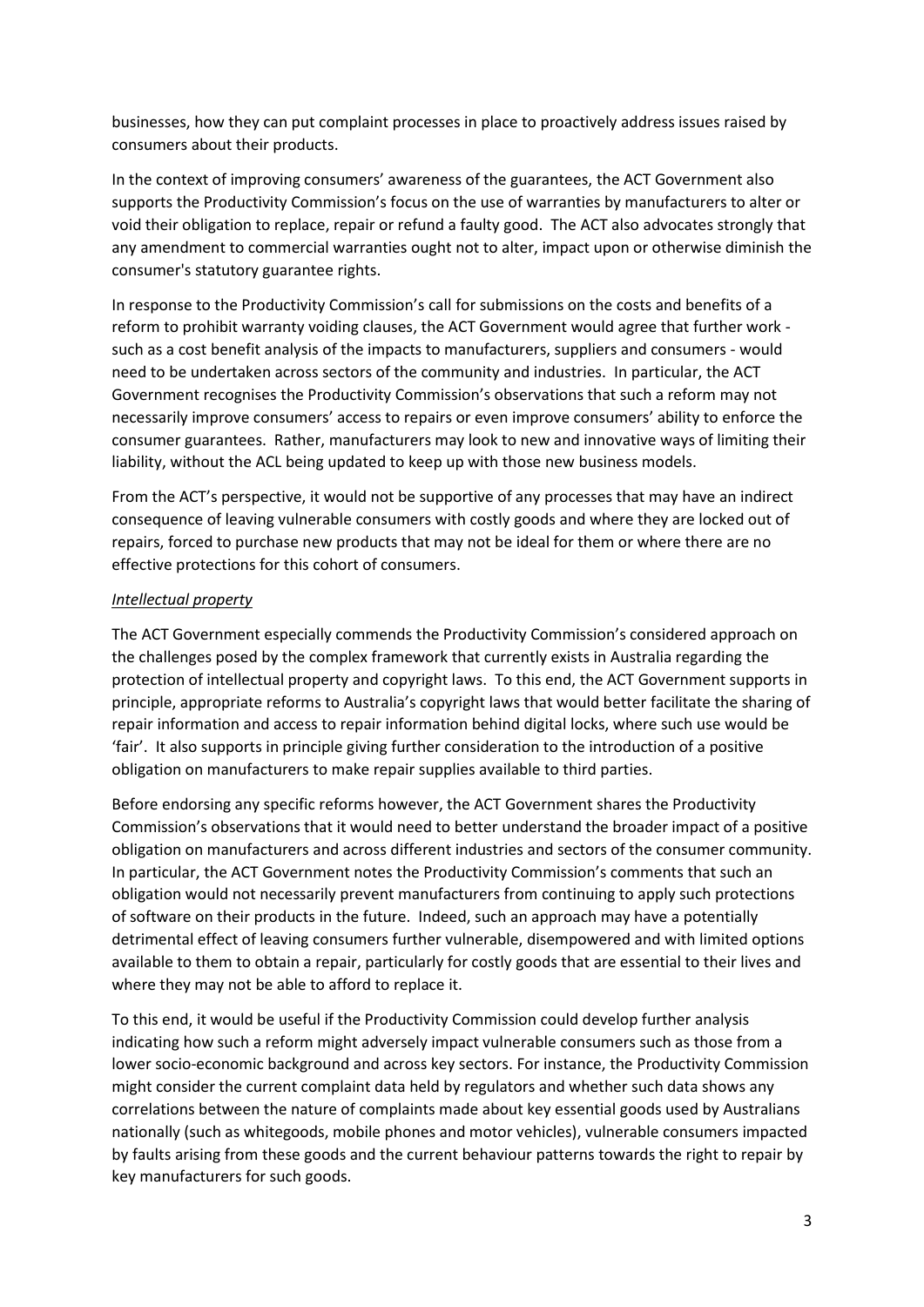businesses, how they can put complaint processes in place to proactively address issues raised by consumers about their products.

In the context of improving consumers' awareness of the guarantees, the ACT Government also supports the Productivity Commission's focus on the use of warranties by manufacturers to alter or void their obligation to replace, repair or refund a faulty good. The ACT also advocates strongly that any amendment to commercial warranties ought not to alter, impact upon or otherwise diminish the consumer's statutory guarantee rights.

In response to the Productivity Commission's call for submissions on the costs and benefits of a reform to prohibit warranty voiding clauses, the ACT Government would agree that further work - such as a cost benefit analysis of the impacts to manufacturers, suppliers and consumers - would need to be undertaken across sectors of the community and industries. In particular, the ACT Government recognises the Productivity Commission's observations that such a reform may not necessarily improve consumers' access to repairs or even improve consumers' ability to enforce the consumer guarantees. Rather, manufacturers may look to new and innovative ways of limiting their liability, without the ACL being updated to keep up with those new business models.

From the ACT's perspective, it would not be supportive of any processes that may have an indirect consequence of leaving vulnerable consumers with costly goods and where they are locked out of repairs, forced to purchase new products that may not be ideal for them or where there are no effective protections for this cohort of consumers.

*Intellectual property*

The ACT Government especially commends the Productivity Commission's considered approach on the challenges posed by the complex framework that currently exists in Australia regarding the protection of intellectual property and copyright laws. To this end, the ACT Government supports in principle, appropriate reforms to Australia's copyright laws that would better facilitate the sharing of repair information and access to repair information behind digital locks, where such use would be 'fair'. It also supports in principle giving further consideration to the introduction of a positive obligation on manufacturers to make repair supplies available to third parties.

Before endorsing any specific reforms however, the ACT Government shares the Productivity Commission's observations that it would need to better understand the broader impact of a positive obligation on manufacturers and across different industries and sectors of the consumer community. In particular, the ACT Government notes the Productivity Commission's comments that such an obligation would not necessarily prevent manufacturers from continuing to apply such protections of software on their products in the future. Indeed, such an approach may have a potentially detrimental effect of leaving consumers further vulnerable, disempowered and with limited options available to them to obtain a repair, particularly for costly goods that are essential to their lives and where they may not be able to afford to replace it.

To this end, it would be useful if the Productivity Commission could develop further analysis indicating how such a reform might adversely impact vulnerable consumers such as those from a lower socio-economic background and across key sectors. For instance, the Productivity Commission might consider the current complaint data held by regulators and whether such data shows any correlations between the nature of complaints made about key essential goods used by Australians nationally (such as whitegoods, mobile phones and motor vehicles), vulnerable consumers impacted by faults arising from these goods and the current behaviour patterns towards the right to repair by key manufacturers for such goods.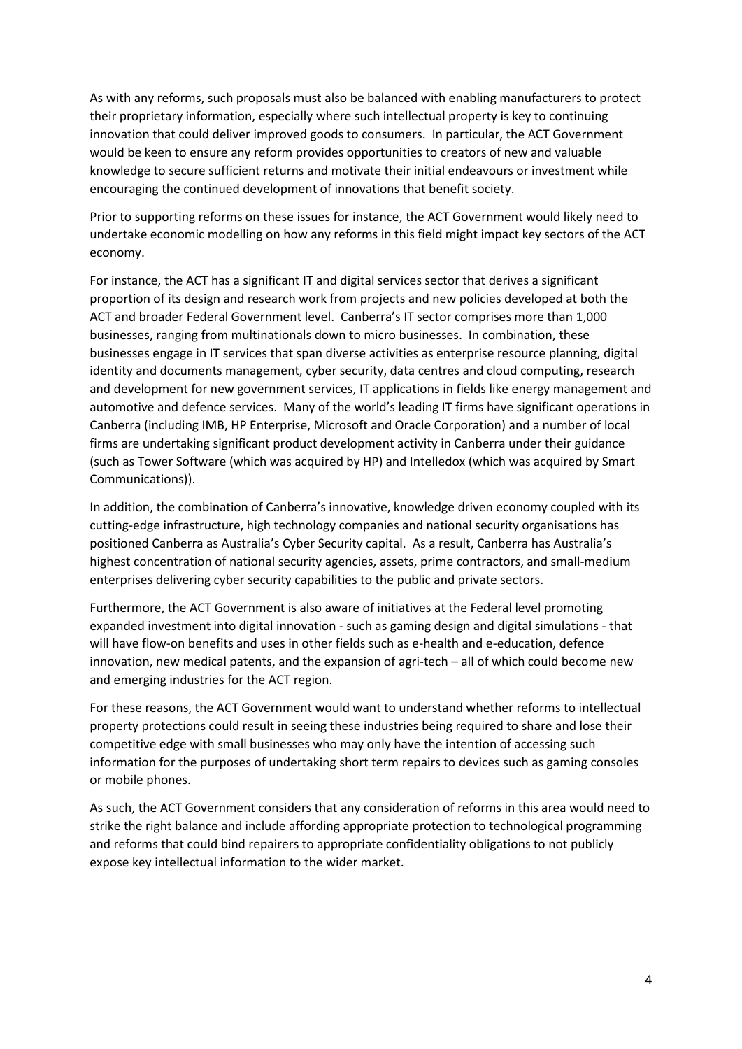As with any reforms, such proposals must also be balanced with enabling manufacturers to protect their proprietary information, especially where such intellectual property is key to continuing innovation that could deliver improved goods to consumers. In particular, the ACT Government would be keen to ensure any reform provides opportunities to creators of new and valuable knowledge to secure sufficient returns and motivate their initial endeavours or investment while encouraging the continued development of innovations that benefit society.

Prior to supporting reforms on these issues for instance, the ACT Government would likely need to undertake economic modelling on how any reforms in this field might impact key sectors of the ACT economy.

For instance, the ACT has a significant IT and digital services sector that derives a significant proportion of its design and research work from projects and new policies developed at both the ACT and broader Federal Government level. Canberra's IT sector comprises more than 1,000 businesses, ranging from multinationals down to micro businesses. In combination, these businesses engage in IT services that span diverse activities as enterprise resource planning, digital identity and documents management, cyber security, data centres and cloud computing, research and development for new government services, IT applications in fields like energy management and automotive and defence services. Many of the world's leading IT firms have significant operations in Canberra (including IMB, HP Enterprise, Microsoft and Oracle Corporation) and a number of local firms are undertaking significant product development activity in Canberra under their guidance (such as Tower Software (which was acquired by HP) and Intelledox (which was acquired by Smart Communications)).

In addition, the combination of Canberra's innovative, knowledge driven economy coupled with its cutting-edge infrastructure, high technology companies and national security organisations has positioned Canberra as Australia's Cyber Security capital. As a result, Canberra has Australia's highest concentration of national security agencies, assets, prime contractors, and small-medium enterprises delivering cyber security capabilities to the public and private sectors.

Furthermore, the ACT Government is also aware of initiatives at the Federal level promoting expanded investment into digital innovation - such as gaming design and digital simulations - that will have flow-on benefits and uses in other fields such as e-health and e-education, defence innovation, new medical patents, and the expansion of agri-tech – all of which could become new and emerging industries for the ACT region.

For these reasons, the ACT Government would want to understand whether reforms to intellectual property protections could result in seeing these industries being required to share and lose their competitive edge with small businesses who may only have the intention of accessing such information for the purposes of undertaking short term repairs to devices such as gaming consoles or mobile phones.

As such, the ACT Government considers that any consideration of reforms in this area would need to strike the right balance and include affording appropriate protection to technological programming and reforms that could bind repairers to appropriate confidentiality obligations to not publicly expose key intellectual information to the wider market.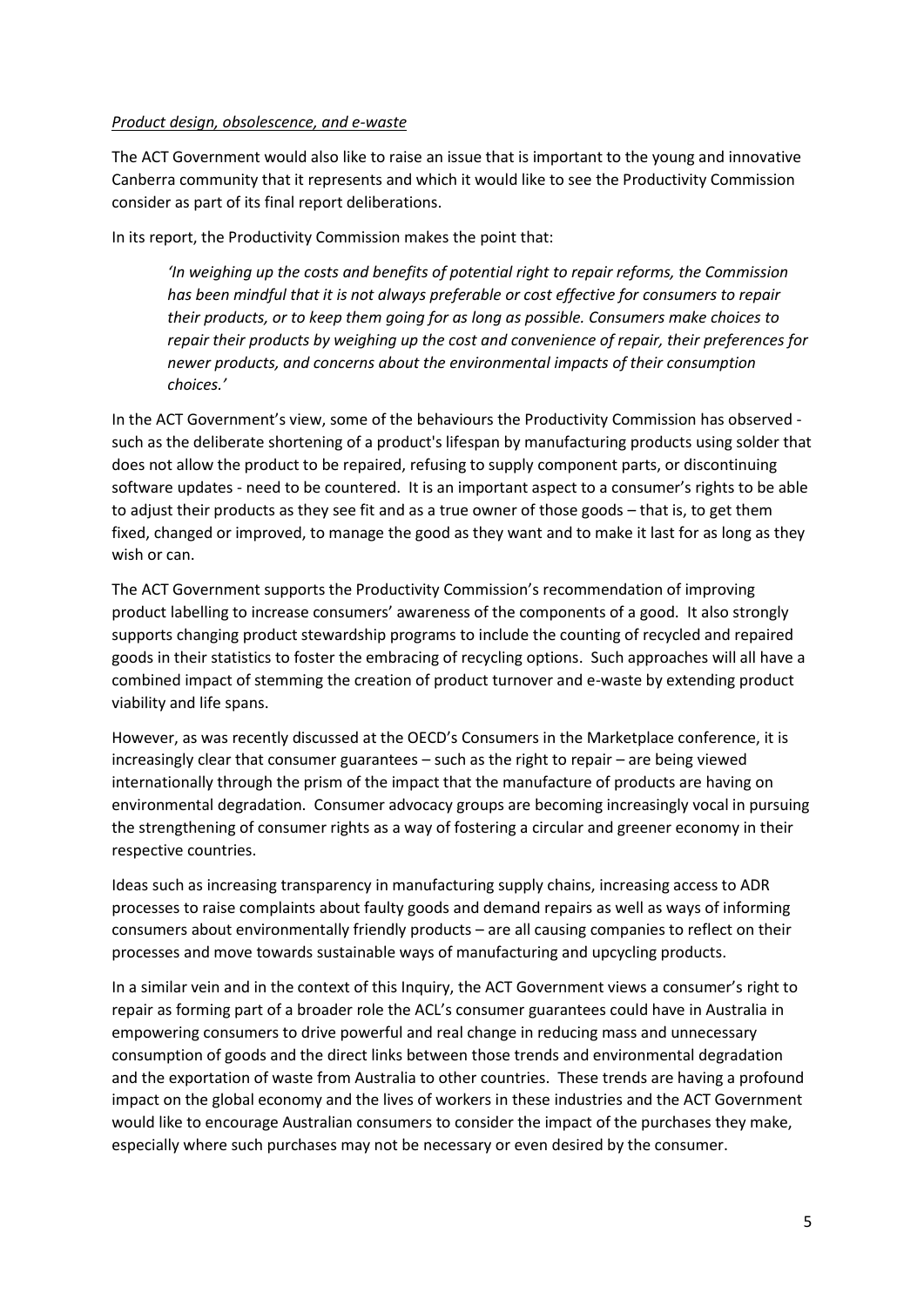*Product design, obsolescence, and e-waste*

The ACT Government would also like to raise an issue that is important to the young and innovative Canberra community that it represents and which it would like to see the Productivity Commission consider as part of its final report deliberations.

In its report, the Productivity Commission makes the point that:

> *'In weighing up the costs and benefits of potential right to repair reforms, the Commission has been mindful that it is not always preferable or cost effective for consumers to repair their products, or to keep them going for as long as possible. Consumers make choices to repair their products by weighing up the cost and convenience of repair, their preferences for newer products, and concerns about the environmental impacts of their consumption choices.'*

In the ACT Government's view, some of the behaviours the Productivity Commission has observed - such as the deliberate shortening of a product's lifespan by manufacturing products using solder that does not allow the product to be repaired, refusing to supply component parts, or discontinuing software updates - need to be countered. It is an important aspect to a consumer's rights to be able to adjust their products as they see fit and as a true owner of those goods – that is, to get them fixed, changed or improved, to manage the good as they want and to make it last for as long as they wish or can.

The ACT Government supports the Productivity Commission's recommendation of improving product labelling to increase consumers' awareness of the components of a good. It also strongly supports changing product stewardship programs to include the counting of recycled and repaired goods in their statistics to foster the embracing of recycling options. Such approaches will all have a combined impact of stemming the creation of product turnover and e-waste by extending product viability and life spans.

However, as was recently discussed at the OECD's Consumers in the Marketplace conference, it is increasingly clear that consumer guarantees – such as the right to repair – are being viewed internationally through the prism of the impact that the manufacture of products are having on environmental degradation. Consumer advocacy groups are becoming increasingly vocal in pursuing the strengthening of consumer rights as a way of fostering a circular and greener economy in their respective countries.

Ideas such as increasing transparency in manufacturing supply chains, increasing access to ADR processes to raise complaints about faulty goods and demand repairs as well as ways of informing consumers about environmentally friendly products – are all causing companies to reflect on their processes and move towards sustainable ways of manufacturing and upcycling products.

In a similar vein and in the context of this Inquiry, the ACT Government views a consumer's right to repair as forming part of a broader role the ACL's consumer guarantees could have in Australia in empowering consumers to drive powerful and real change in reducing mass and unnecessary consumption of goods and the direct links between those trends and environmental degradation and the exportation of waste from Australia to other countries. These trends are having a profound impact on the global economy and the lives of workers in these industries and the ACT Government would like to encourage Australian consumers to consider the impact of the purchases they make, especially where such purchases may not be necessary or even desired by the consumer.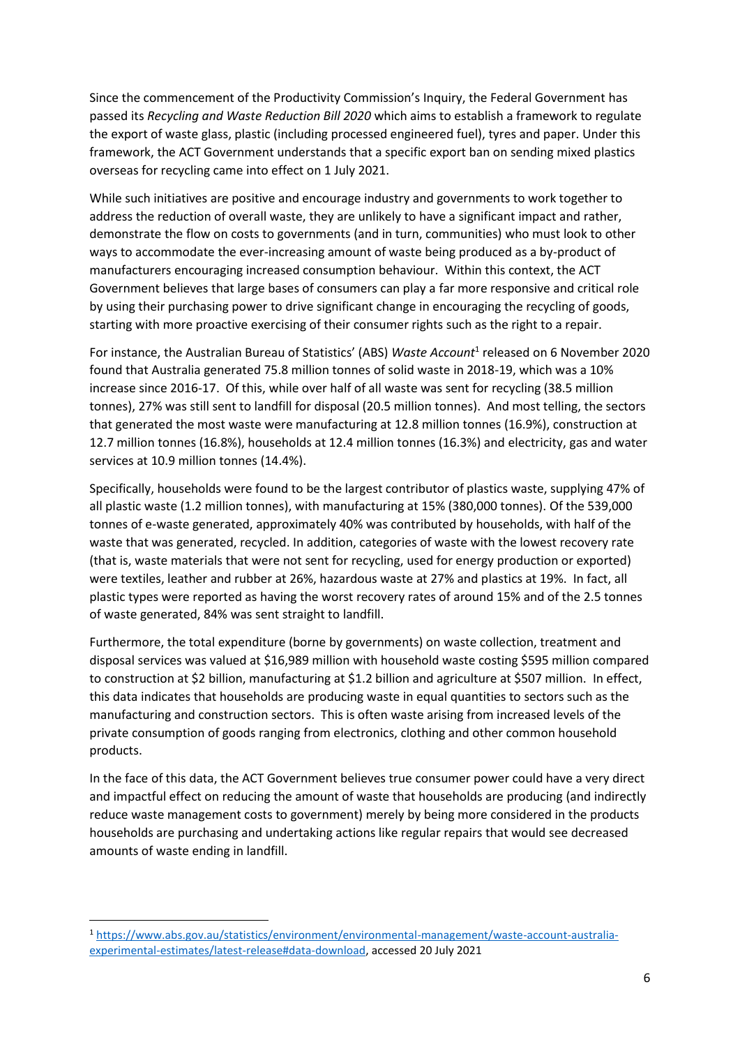Since the commencement of the Productivity Commission's Inquiry, the Federal Government has passed its *Recycling and Waste Reduction Bill 2020* which aims to establish a framework to regulate the export of waste glass, plastic (including processed engineered fuel), tyres and paper. Under this framework, the ACT Government understands that a specific export ban on sending mixed plastics overseas for recycling came into effect on 1 July 2021.

While such initiatives are positive and encourage industry and governments to work together to address the reduction of overall waste, they are unlikely to have a significant impact and rather, demonstrate the flow on costs to governments (and in turn, communities) who must look to other ways to accommodate the ever-increasing amount of waste being produced as a by-product of manufacturers encouraging increased consumption behaviour. Within this context, the ACT Government believes that large bases of consumers can play a far more responsive and critical role by using their purchasing power to drive significant change in encouraging the recycling of goods, starting with more proactive exercising of their consumer rights such as the right to a repair.

For instance, the Australian Bureau of Statistics' (ABS) *Waste Account*[1] released on 6 November 2020 found that Australia generated 75.8 million tonnes of solid waste in 2018-19, which was a 10% increase since 2016-17. Of this, while over half of all waste was sent for recycling (38.5 million tonnes), 27% was still sent to landfill for disposal (20.5 million tonnes). And most telling, the sectors that generated the most waste were manufacturing at 12.8 million tonnes (16.9%), construction at 12.7 million tonnes (16.8%), households at 12.4 million tonnes (16.3%) and electricity, gas and water services at 10.9 million tonnes (14.4%).

Specifically, households were found to be the largest contributor of plastics waste, supplying 47% of all plastic waste (1.2 million tonnes), with manufacturing at 15% (380,000 tonnes). Of the 539,000 tonnes of e-waste generated, approximately 40% was contributed by households, with half of the waste that was generated, recycled. In addition, categories of waste with the lowest recovery rate (that is, waste materials that were not sent for recycling, used for energy production or exported) were textiles, leather and rubber at 26%, hazardous waste at 27% and plastics at 19%. In fact, all plastic types were reported as having the worst recovery rates of around 15% and of the 2.5 tonnes of waste generated, 84% was sent straight to landfill.

Furthermore, the total expenditure (borne by governments) on waste collection, treatment and disposal services was valued at $16,989 million with household waste costing $595 million compared to construction at $2 billion, manufacturing at $1.2 billion and agriculture at $507 million. In effect, this data indicates that households are producing waste in equal quantities to sectors such as the manufacturing and construction sectors. This is often waste arising from increased levels of the private consumption of goods ranging from electronics, clothing and other common household products.

In the face of this data, the ACT Government believes true consumer power could have a very direct and impactful effect on reducing the amount of waste that households are producing (and indirectly reduce waste management costs to government) merely by being more considered in the products households are purchasing and undertaking actions like regular repairs that would see decreased amounts of waste ending in landfill.

---

[1] https://www.abs.gov.au/statistics/environment/environmental-management/waste-account-australia-experimental-estimates/latest-release#data-download, accessed 20 July 2021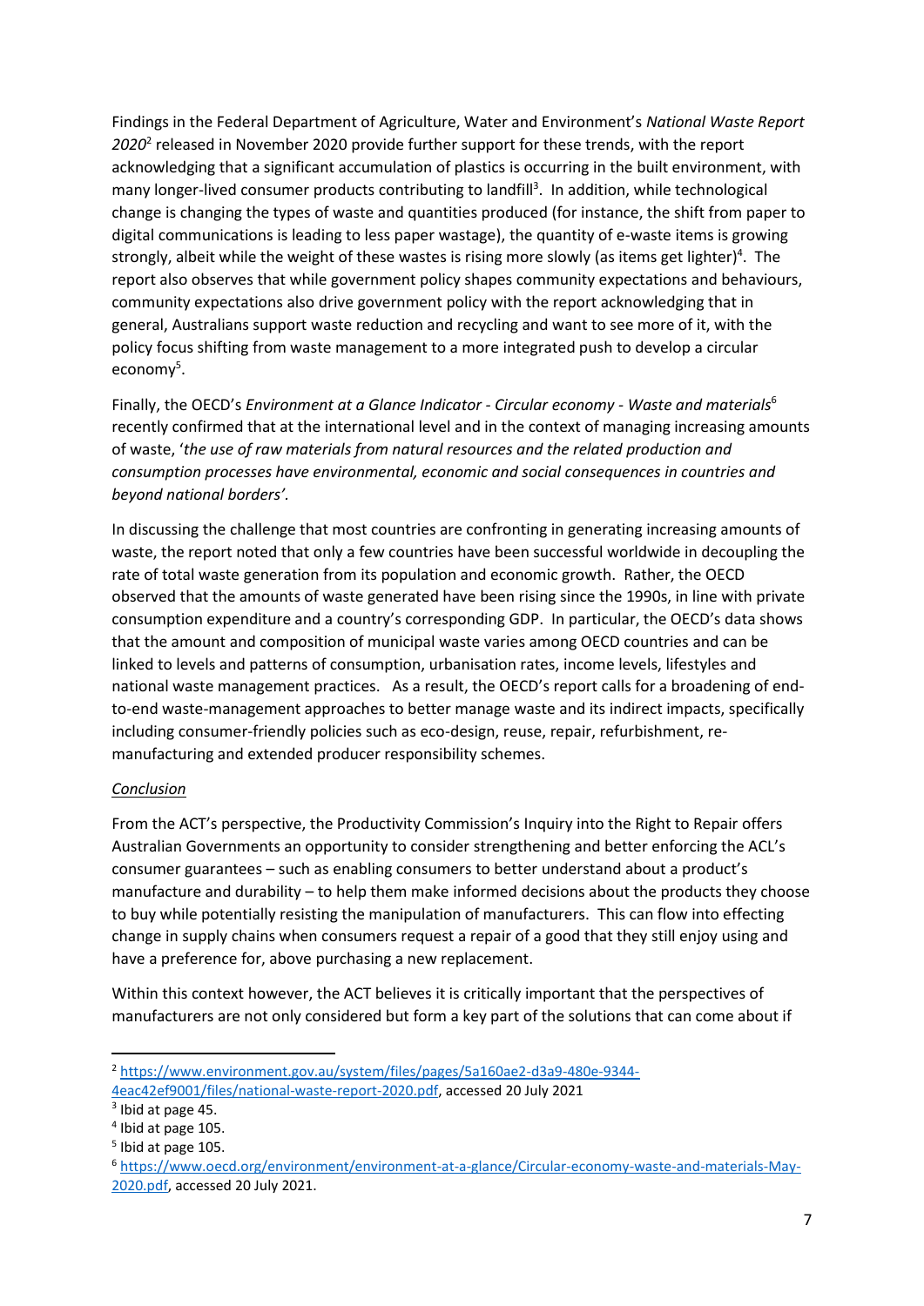Findings in the Federal Department of Agriculture, Water and Environment's *National Waste Report 2020*[2] released in November 2020 provide further support for these trends, with the report acknowledging that a significant accumulation of plastics is occurring in the built environment, with many longer-lived consumer products contributing to landfill[3]. In addition, while technological change is changing the types of waste and quantities produced (for instance, the shift from paper to digital communications is leading to less paper wastage), the quantity of e-waste items is growing strongly, albeit while the weight of these wastes is rising more slowly (as items get lighter)[4]. The report also observes that while government policy shapes community expectations and behaviours, community expectations also drive government policy with the report acknowledging that in general, Australians support waste reduction and recycling and want to see more of it, with the policy focus shifting from waste management to a more integrated push to develop a circular economy[5].

Finally, the OECD's *Environment at a Glance Indicator - Circular economy - Waste and materials*[6] recently confirmed that at the international level and in the context of managing increasing amounts of waste, '*the use of raw materials from natural resources and the related production and consumption processes have environmental, economic and social consequences in countries and beyond national borders'*.

In discussing the challenge that most countries are confronting in generating increasing amounts of waste, the report noted that only a few countries have been successful worldwide in decoupling the rate of total waste generation from its population and economic growth. Rather, the OECD observed that the amounts of waste generated have been rising since the 1990s, in line with private consumption expenditure and a country's corresponding GDP. In particular, the OECD's data shows that the amount and composition of municipal waste varies among OECD countries and can be linked to levels and patterns of consumption, urbanisation rates, income levels, lifestyles and national waste management practices. As a result, the OECD's report calls for a broadening of end-to-end waste-management approaches to better manage waste and its indirect impacts, specifically including consumer-friendly policies such as eco-design, reuse, repair, refurbishment, re-manufacturing and extended producer responsibility schemes.

*Conclusion*

From the ACT's perspective, the Productivity Commission's Inquiry into the Right to Repair offers Australian Governments an opportunity to consider strengthening and better enforcing the ACL's consumer guarantees – such as enabling consumers to better understand about a product's manufacture and durability – to help them make informed decisions about the products they choose to buy while potentially resisting the manipulation of manufacturers. This can flow into effecting change in supply chains when consumers request a repair of a good that they still enjoy using and have a preference for, above purchasing a new replacement.

Within this context however, the ACT believes it is critically important that the perspectives of manufacturers are not only considered but form a key part of the solutions that can come about if

---

[2] https://www.environment.gov.au/system/files/pages/5a160ae2-d3a9-480e-9344-4eac42ef9001/files/national-waste-report-2020.pdf, accessed 20 July 2021

[3] Ibid at page 45.

[4] Ibid at page 105.

[5] Ibid at page 105.

[6] https://www.oecd.org/environment/environment-at-a-glance/Circular-economy-waste-and-materials-May-2020.pdf, accessed 20 July 2021.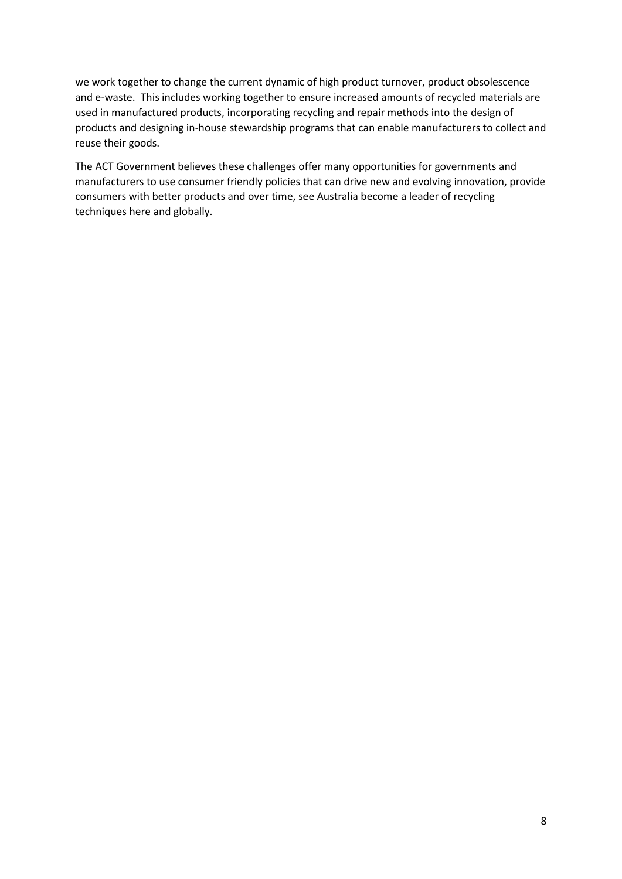we work together to change the current dynamic of high product turnover, product obsolescence and e-waste. This includes working together to ensure increased amounts of recycled materials are used in manufactured products, incorporating recycling and repair methods into the design of products and designing in-house stewardship programs that can enable manufacturers to collect and reuse their goods.

The ACT Government believes these challenges offer many opportunities for governments and manufacturers to use consumer friendly policies that can drive new and evolving innovation, provide consumers with better products and over time, see Australia become a leader of recycling techniques here and globally.